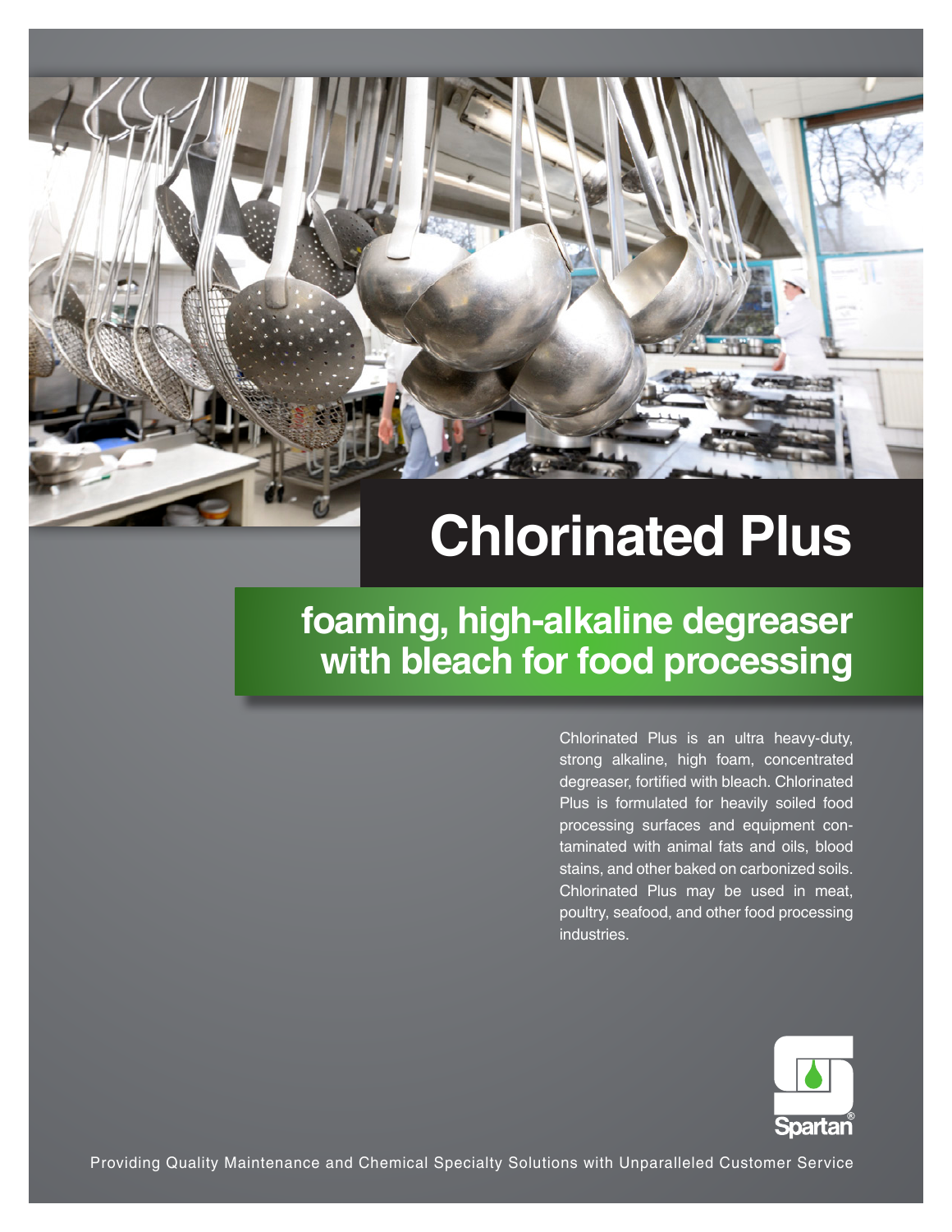# Chlorinated Plus

## foaming, high-alkaline degreaser with bleach for food processing

Chlorinated Plus is an ultra heavy-duty, strong alkaline, high foam, concentrated degreaser, fortified with bleach. Chlorinated Plus is formulated for heavily soiled food processing surfaces and equipment contaminated with animal fats and oils, blood stains, and other baked on carbonized soils. Chlorinated Plus may be used in meat, poultry, seafood, and other food processing industries.

Spartan®

Providing Quality Maintenance and Chemical Specialty Solutions with Unparalleled Customer Service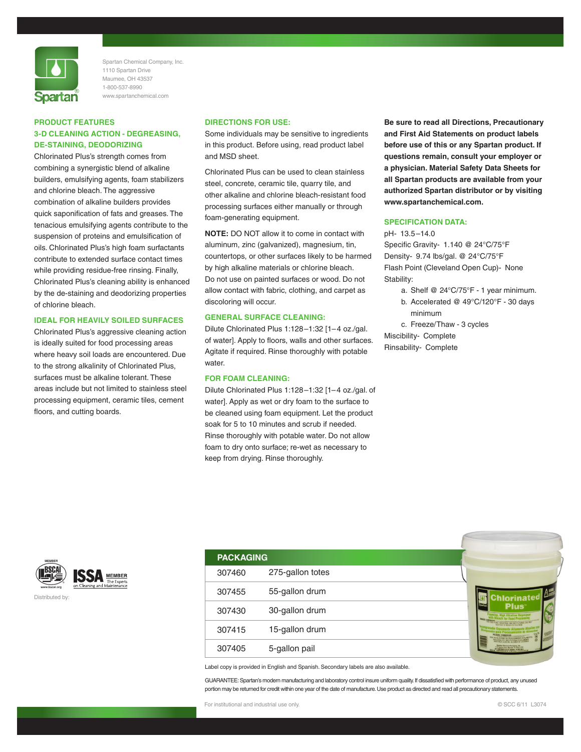Spartan Chemical Company, Inc.
1110 Spartan Drive
Maumee, OH 43537
1-800-537-8990
www.spartanchemical.com

## PRODUCT FEATURES

### 3-D CLEANING ACTION - DEGREASING, DE-STAINING, DEODORIZING

Chlorinated Plus's strength comes from combining a synergistic blend of alkaline builders, emulsifying agents, foam stabilizers and chlorine bleach. The aggressive combination of alkaline builders provides quick saponification of fats and greases. The tenacious emulsifying agents contribute to the suspension of proteins and emulsification of oils. Chlorinated Plus's high foam surfactants contribute to extended surface contact times while providing residue-free rinsing. Finally, Chlorinated Plus's cleaning ability is enhanced by the de-staining and deodorizing properties of chlorine bleach.

### IDEAL FOR HEAVILY SOILED SURFACES

Chlorinated Plus's aggressive cleaning action is ideally suited for food processing areas where heavy soil loads are encountered. Due to the strong alkalinity of Chlorinated Plus, surfaces must be alkaline tolerant. These areas include but not limited to stainless steel processing equipment, ceramic tiles, cement floors, and cutting boards.

## DIRECTIONS FOR USE:

Some individuals may be sensitive to ingredients in this product. Before using, read product label and MSD sheet.

Chlorinated Plus can be used to clean stainless steel, concrete, ceramic tile, quarry tile, and other alkaline and chlorine bleach-resistant food processing surfaces either manually or through foam-generating equipment.

**NOTE:** DO NOT allow it to come in contact with aluminum, zinc (galvanized), magnesium, tin, countertops, or other surfaces likely to be harmed by high alkaline materials or chlorine bleach. Do not use on painted surfaces or wood. Do not allow contact with fabric, clothing, and carpet as discoloring will occur.

### GENERAL SURFACE CLEANING:

Dilute Chlorinated Plus 1:128–1:32 [1–4 oz./gal. of water]. Apply to floors, walls and other surfaces. Agitate if required. Rinse thoroughly with potable water.

### FOR FOAM CLEANING:

Dilute Chlorinated Plus 1:128–1:32 [1–4 oz./gal. of water]. Apply as wet or dry foam to the surface to be cleaned using foam equipment. Let the product soak for 5 to 10 minutes and scrub if needed. Rinse thoroughly with potable water. Do not allow foam to dry onto surface; re-wet as necessary to keep from drying. Rinse thoroughly.

**Be sure to read all Directions, Precautionary and First Aid Statements on product labels before use of this or any Spartan product. If questions remain, consult your employer or a physician. Material Safety Data Sheets for all Spartan products are available from your authorized Spartan distributor or by visiting www.spartanchemical.com.**

## SPECIFICATION DATA:

pH- 13.5–14.0
Specific Gravity- 1.140 @ 24°C/75°F
Density- 9.74 lbs/gal. @ 24°C/75°F
Flash Point (Cleveland Open Cup)- None
Stability:

a. Shelf @ 24°C/75°F - 1 year minimum.
b. Accelerated @ 49°C/120°F - 30 days minimum
c. Freeze/Thaw - 3 cycles

Miscibility- Complete
Rinsability- Complete

Distributed by:

| PACKAGING | |
|---|---|
| 307460 | 275-gallon totes |
| 307455 | 55-gallon drum |
| 307430 | 30-gallon drum |
| 307415 | 15-gallon drum |
| 307405 | 5-gallon pail |

Label copy is provided in English and Spanish. Secondary labels are also available.

GUARANTEE: Spartan's modern manufacturing and laboratory control insure uniform quality. If dissatisfied with performance of product, any unused portion may be returned for credit within one year of the date of manufacture. Use product as directed and read all precautionary statements.

For institutional and industrial use only.

© SCC 6/11 L3074